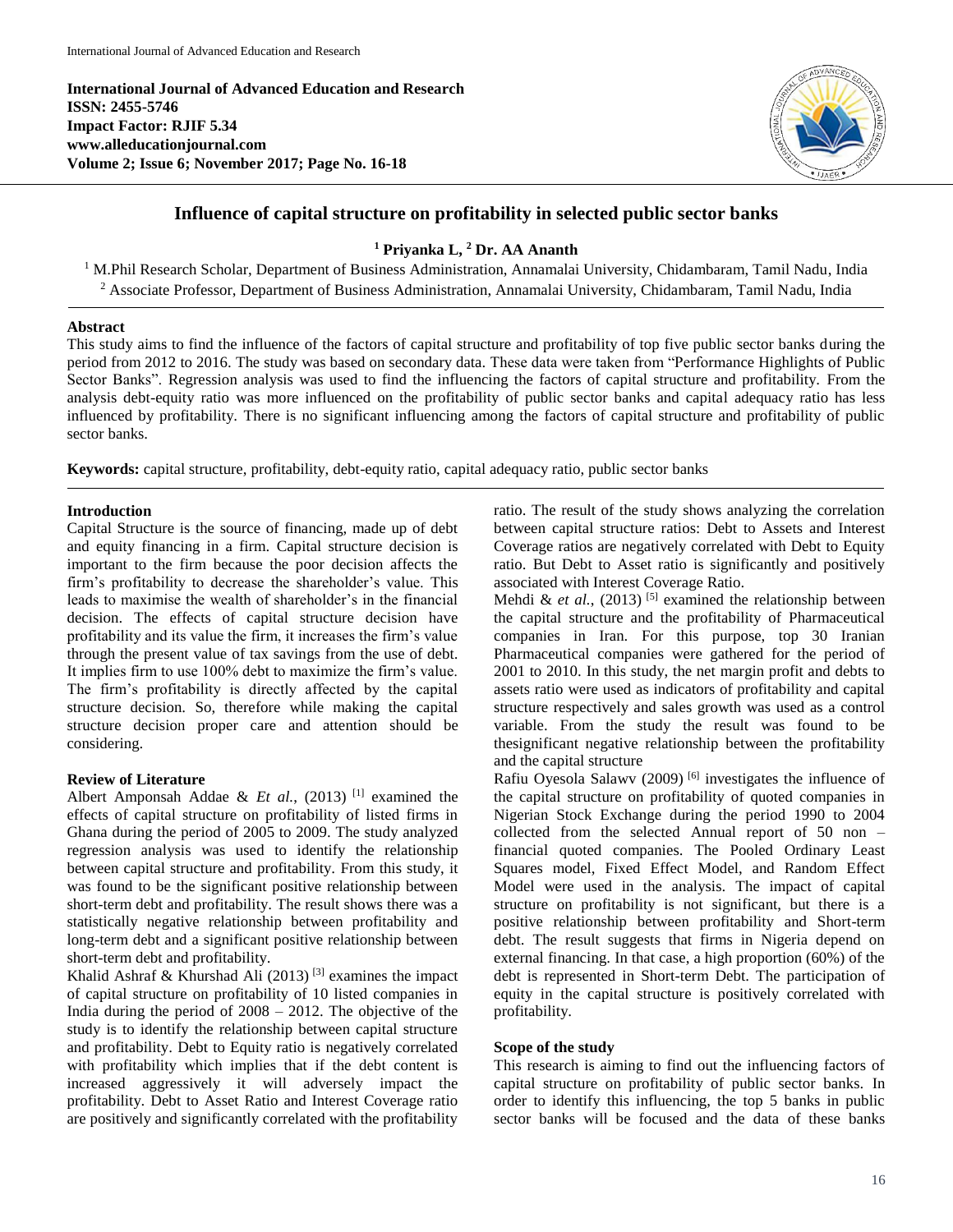# Influence of capital structure on profitability in selected public sector banks

**[1] Priyanka L, [2] Dr. AA Ananth**

[1] M.Phil Research Scholar, Department of Business Administration, Annamalai University, Chidambaram, Tamil Nadu, India
[2] Associate Professor, Department of Business Administration, Annamalai University, Chidambaram, Tamil Nadu, India

## Abstract

This study aims to find the influence of the factors of capital structure and profitability of top five public sector banks during the period from 2012 to 2016. The study was based on secondary data. These data were taken from "Performance Highlights of Public Sector Banks". Regression analysis was used to find the influencing the factors of capital structure and profitability. From the analysis debt-equity ratio was more influenced on the profitability of public sector banks and capital adequacy ratio has less influenced by profitability. There is no significant influencing among the factors of capital structure and profitability of public sector banks.

**Keywords:** capital structure, profitability, debt-equity ratio, capital adequacy ratio, public sector banks

## Introduction

Capital Structure is the source of financing, made up of debt and equity financing in a firm. Capital structure decision is important to the firm because the poor decision affects the firm's profitability to decrease the shareholder's value. This leads to maximise the wealth of shareholder's in the financial decision. The effects of capital structure decision have profitability and its value the firm, it increases the firm's value through the present value of tax savings from the use of debt. It implies firm to use 100% debt to maximize the firm's value. The firm's profitability is directly affected by the capital structure decision. So, therefore while making the capital structure decision proper care and attention should be considering.

## Review of Literature

Albert Amponsah Addae & *Et al.*, (2013) [1] examined the effects of capital structure on profitability of listed firms in Ghana during the period of 2005 to 2009. The study analyzed regression analysis was used to identify the relationship between capital structure and profitability. From this study, it was found to be the significant positive relationship between short-term debt and profitability. The result shows there was a statistically negative relationship between profitability and long-term debt and a significant positive relationship between short-term debt and profitability.

Khalid Ashraf & Khurshad Ali (2013) [3] examines the impact of capital structure on profitability of 10 listed companies in India during the period of 2008 – 2012. The objective of the study is to identify the relationship between capital structure and profitability. Debt to Equity ratio is negatively correlated with profitability which implies that if the debt content is increased aggressively it will adversely impact the profitability. Debt to Asset Ratio and Interest Coverage ratio are positively and significantly correlated with the profitability ratio. The result of the study shows analyzing the correlation between capital structure ratios: Debt to Assets and Interest Coverage ratios are negatively correlated with Debt to Equity ratio. But Debt to Asset ratio is significantly and positively associated with Interest Coverage Ratio.

Mehdi & *et al.,* (2013) [5] examined the relationship between the capital structure and the profitability of Pharmaceutical companies in Iran. For this purpose, top 30 Iranian Pharmaceutical companies were gathered for the period of 2001 to 2010. In this study, the net margin profit and debts to assets ratio were used as indicators of profitability and capital structure respectively and sales growth was used as a control variable. From the study the result was found to be thesignificant negative relationship between the profitability and the capital structure

Rafiu Oyesola Salawv (2009) [6] investigates the influence of the capital structure on profitability of quoted companies in Nigerian Stock Exchange during the period 1990 to 2004 collected from the selected Annual report of 50 non – financial quoted companies. The Pooled Ordinary Least Squares model, Fixed Effect Model, and Random Effect Model were used in the analysis. The impact of capital structure on profitability is not significant, but there is a positive relationship between profitability and Short-term debt. The result suggests that firms in Nigeria depend on external financing. In that case, a high proportion (60%) of the debt is represented in Short-term Debt. The participation of equity in the capital structure is positively correlated with profitability.

## Scope of the study

This research is aiming to find out the influencing factors of capital structure on profitability of public sector banks. In order to identify this influencing, the top 5 banks in public sector banks will be focused and the data of these banks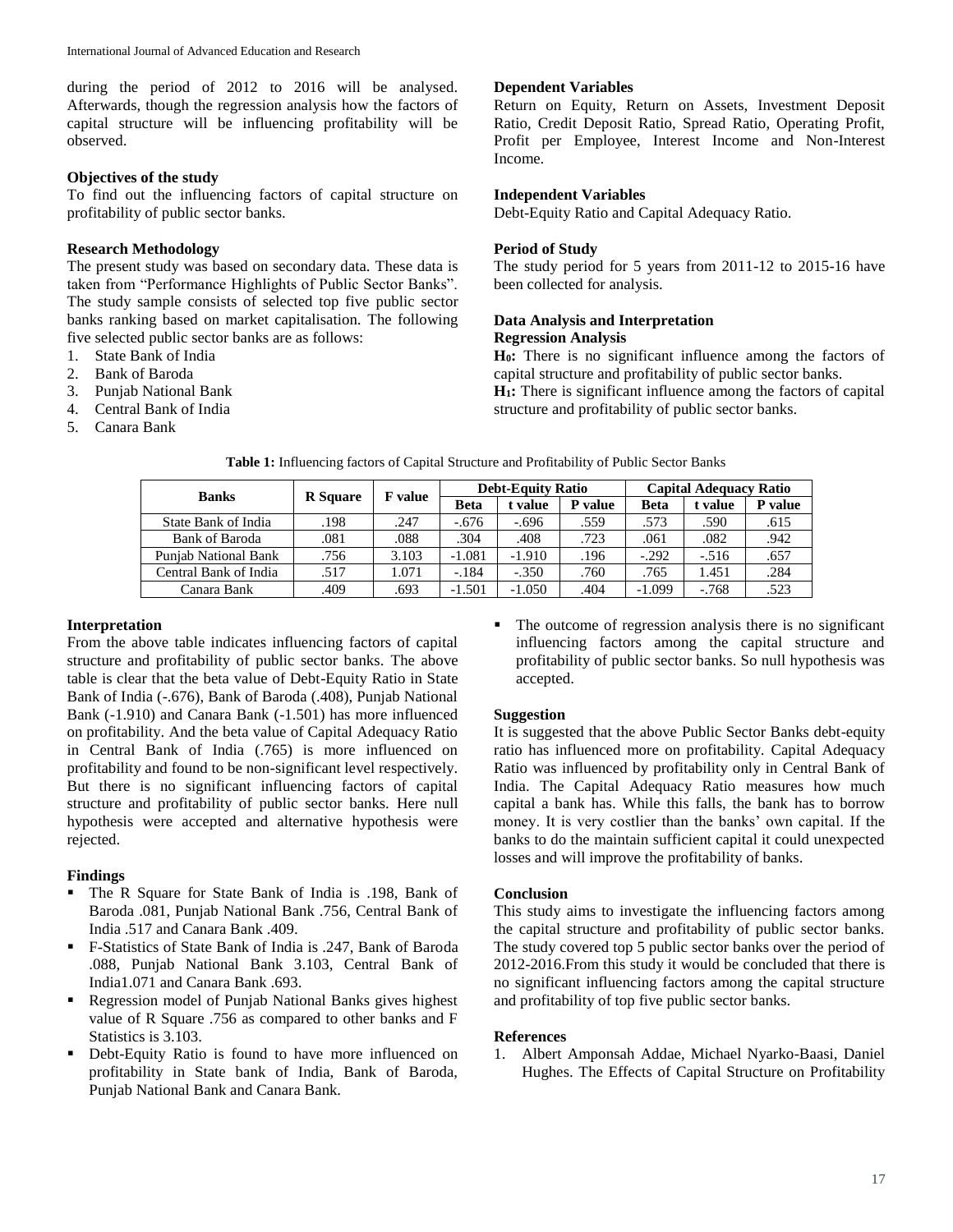during the period of 2012 to 2016 will be analysed. Afterwards, though the regression analysis how the factors of capital structure will be influencing profitability will be observed.

### Objectives of the study

To find out the influencing factors of capital structure on profitability of public sector banks.

### Research Methodology

The present study was based on secondary data. These data is taken from "Performance Highlights of Public Sector Banks". The study sample consists of selected top five public sector banks ranking based on market capitalisation. The following five selected public sector banks are as follows:

1. State Bank of India
2. Bank of Baroda
3. Punjab National Bank
4. Central Bank of India
5. Canara Bank

### Dependent Variables

Return on Equity, Return on Assets, Investment Deposit Ratio, Credit Deposit Ratio, Spread Ratio, Operating Profit, Profit per Employee, Interest Income and Non-Interest Income.

### Independent Variables

Debt-Equity Ratio and Capital Adequacy Ratio.

### Period of Study

The study period for 5 years from 2011-12 to 2015-16 have been collected for analysis.

### Data Analysis and Interpretation

### Regression Analysis

**$H_0$:** There is no significant influence among the factors of capital structure and profitability of public sector banks.

**$H_1$:** There is significant influence among the factors of capital structure and profitability of public sector banks.

**Table 1:** Influencing factors of Capital Structure and Profitability of Public Sector Banks

| Banks | R Square | F value | Debt-Equity Ratio | | | Capital Adequacy Ratio | | |
|---|---|---|---|---|---|---|---|---|
| | | | Beta | t value | P value | Beta | t value | P value |
| State Bank of India | .198 | .247 | -.676 | -.696 | .559 | .573 | .590 | .615 |
| Bank of Baroda | .081 | .088 | .304 | .408 | .723 | .061 | .082 | .942 |
| Punjab National Bank | .756 | 3.103 | -1.081 | -1.910 | .196 | -.292 | -.516 | .657 |
| Central Bank of India | .517 | 1.071 | -.184 | -.350 | .760 | .765 | 1.451 | .284 |
| Canara Bank | .409 | .693 | -1.501 | -1.050 | .404 | -1.099 | -.768 | .523 |

### Interpretation

From the above table indicates influencing factors of capital structure and profitability of public sector banks. The above table is clear that the beta value of Debt-Equity Ratio in State Bank of India (-.676), Bank of Baroda (.408), Punjab National Bank (-1.910) and Canara Bank (-1.501) has more influenced on profitability. And the beta value of Capital Adequacy Ratio in Central Bank of India (.765) is more influenced on profitability and found to be non-significant level respectively. But there is no significant influencing factors of capital structure and profitability of public sector banks. Here null hypothesis were accepted and alternative hypothesis were rejected.

### Findings

- The R Square for State Bank of India is .198, Bank of Baroda .081, Punjab National Bank .756, Central Bank of India .517 and Canara Bank .409.
- F-Statistics of State Bank of India is .247, Bank of Baroda .088, Punjab National Bank 3.103, Central Bank of India1.071 and Canara Bank .693.
- Regression model of Punjab National Banks gives highest value of R Square .756 as compared to other banks and F Statistics is 3.103.
- Debt-Equity Ratio is found to have more influenced on profitability in State bank of India, Bank of Baroda, Punjab National Bank and Canara Bank.
- The outcome of regression analysis there is no significant influencing factors among the capital structure and profitability of public sector banks. So null hypothesis was accepted.

### Suggestion

It is suggested that the above Public Sector Banks debt-equity ratio has influenced more on profitability. Capital Adequacy Ratio was influenced by profitability only in Central Bank of India. The Capital Adequacy Ratio measures how much capital a bank has. While this falls, the bank has to borrow money. It is very costlier than the banks' own capital. If the banks to do the maintain sufficient capital it could unexpected losses and will improve the profitability of banks.

### Conclusion

This study aims to investigate the influencing factors among the capital structure and profitability of public sector banks. The study covered top 5 public sector banks over the period of 2012-2016.From this study it would be concluded that there is no significant influencing factors among the capital structure and profitability of top five public sector banks.

### References

1. Albert Amponsah Addae, Michael Nyarko-Baasi, Daniel Hughes. The Effects of Capital Structure on Profitability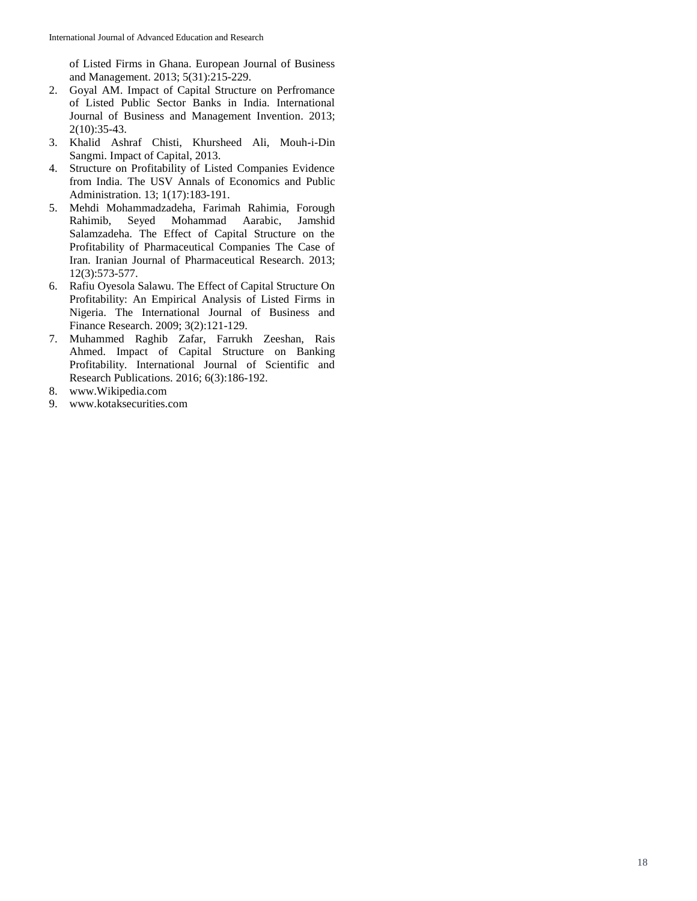of Listed Firms in Ghana. European Journal of Business and Management. 2013; 5(31):215-229.

2. Goyal AM. Impact of Capital Structure on Perfromance of Listed Public Sector Banks in India. International Journal of Business and Management Invention. 2013; 2(10):35-43.
3. Khalid Ashraf Chisti, Khursheed Ali, Mouh-i-Din Sangmi. Impact of Capital, 2013.
4. Structure on Profitability of Listed Companies Evidence from India. The USV Annals of Economics and Public Administration. 13; 1(17):183-191.
5. Mehdi Mohammadzadeha, Farimah Rahimia, Forough Rahimib, Seyed Mohammad Aarabic, Jamshid Salamzadeha. The Effect of Capital Structure on the Profitability of Pharmaceutical Companies The Case of Iran. Iranian Journal of Pharmaceutical Research. 2013; 12(3):573-577.
6. Rafiu Oyesola Salawu. The Effect of Capital Structure On Profitability: An Empirical Analysis of Listed Firms in Nigeria. The International Journal of Business and Finance Research. 2009; 3(2):121-129.
7. Muhammed Raghib Zafar, Farrukh Zeeshan, Rais Ahmed. Impact of Capital Structure on Banking Profitability. International Journal of Scientific and Research Publications. 2016; 6(3):186-192.
8. www.Wikipedia.com
9. www.kotaksecurities.com